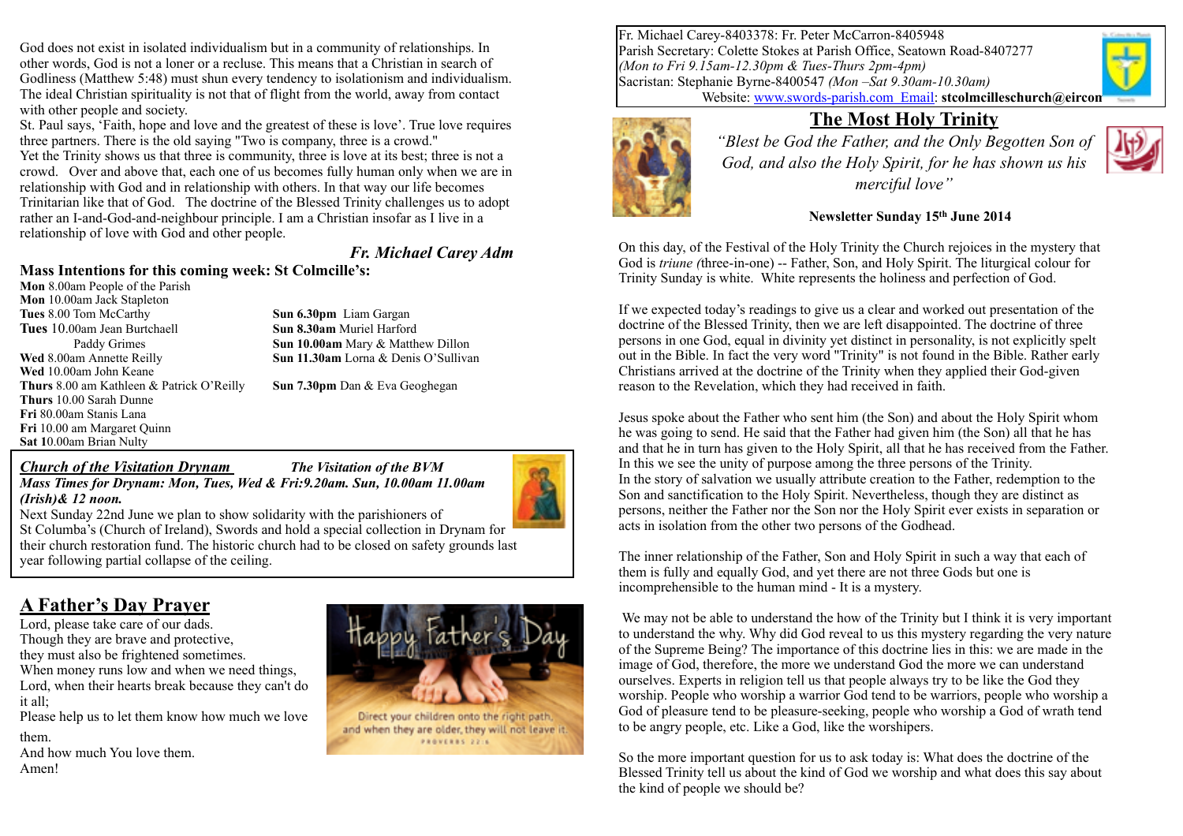Fr. Michael Carey-8403378: Fr. Peter McCarron-8405948
Parish Secretary: Colette Stokes at Parish Office, Seatown Road-8407277
*(Mon to Fri 9.15am-12.30pm & Tues-Thurs 2pm-4pm)*
Sacristan: Stephanie Byrne-8400547 *(Mon –Sat 9.30am-10.30am)*
Website: www.swords-parish.com Email: **stcolmcilleschurch@eircom**

# The Most Holy Trinity

*"Blest be God the Father, and the Only Begotten Son of God, and also the Holy Spirit, for he has shown us his merciful love"*

**Newsletter Sunday 15th June 2014**

On this day, of the Festival of the Holy Trinity the Church rejoices in the mystery that God is *triune (*three-in-one) -- Father, Son, and Holy Spirit. The liturgical colour for Trinity Sunday is white. White represents the holiness and perfection of God.

If we expected today's readings to give us a clear and worked out presentation of the doctrine of the Blessed Trinity, then we are left disappointed. The doctrine of three persons in one God, equal in divinity yet distinct in personality, is not explicitly spelt out in the Bible. In fact the very word "Trinity" is not found in the Bible. Rather early Christians arrived at the doctrine of the Trinity when they applied their God-given reason to the Revelation, which they had received in faith.

Jesus spoke about the Father who sent him (the Son) and about the Holy Spirit whom he was going to send. He said that the Father had given him (the Son) all that he has and that he in turn has given to the Holy Spirit, all that he has received from the Father. In this we see the unity of purpose among the three persons of the Trinity.
In the story of salvation we usually attribute creation to the Father, redemption to the Son and sanctification to the Holy Spirit. Nevertheless, though they are distinct as persons, neither the Father nor the Son nor the Holy Spirit ever exists in separation or acts in isolation from the other two persons of the Godhead.

The inner relationship of the Father, Son and Holy Spirit in such a way that each of them is fully and equally God, and yet there are not three Gods but one is incomprehensible to the human mind - It is a mystery.

We may not be able to understand the how of the Trinity but I think it is very important to understand the why. Why did God reveal to us this mystery regarding the very nature of the Supreme Being? The importance of this doctrine lies in this: we are made in the image of God, therefore, the more we understand God the more we can understand ourselves. Experts in religion tell us that people always try to be like the God they worship. People who worship a warrior God tend to be warriors, people who worship a God of pleasure tend to be pleasure-seeking, people who worship a God of wrath tend to be angry people, etc. Like a God, like the worshipers.

So the more important question for us to ask today is: What does the doctrine of the Blessed Trinity tell us about the kind of God we worship and what does this say about the kind of people we should be?

God does not exist in isolated individualism but in a community of relationships. In other words, God is not a loner or a recluse. This means that a Christian in search of Godliness (Matthew 5:48) must shun every tendency to isolationism and individualism. The ideal Christian spirituality is not that of flight from the world, away from contact with other people and society.
St. Paul says, 'Faith, hope and love and the greatest of these is love'. True love requires three partners. There is the old saying "Two is company, three is a crowd."
Yet the Trinity shows us that three is community, three is love at its best; three is not a crowd. Over and above that, each one of us becomes fully human only when we are in relationship with God and in relationship with others. In that way our life becomes Trinitarian like that of God. The doctrine of the Blessed Trinity challenges us to adopt rather an I-and-God-and-neighbour principle. I am a Christian insofar as I live in a relationship of love with God and other people.

***Fr. Michael Carey Adm***

## Mass Intentions for this coming week: St Colmcille's:

**Mon** 8.00am People of the Parish
**Mon** 10.00am Jack Stapleton
**Tues** 8.00 Tom McCarthy
**Tues** 10.00am Jean Burtchaell
Paddy Grimes
**Wed** 8.00am Annette Reilly
**Wed** 10.00am John Keane
**Thurs** 8.00 am Kathleen & Patrick O'Reilly
**Thurs** 10.00 Sarah Dunne
**Fri** 80.00am Stanis Lana
**Fri** 10.00 am Margaret Quinn
**Sat 1**0.00am Brian Nulty

**Sun 6.30pm** Liam Gargan
**Sun 8.30am** Muriel Harford
**Sun 10.00am** Mary & Matthew Dillon
**Sun 11.30am** Lorna & Denis O'Sullivan

**Sun 7.30pm** Dan & Eva Geoghegan

***Church of the Visitation Drynam*** ***The Visitation of the BVM***
***Mass Times for Drynam: Mon, Tues, Wed & Fri:9.20am. Sun, 10.00am 11.00am (Irish)& 12 noon.***
Next Sunday 22nd June we plan to show solidarity with the parishioners of St Columba's (Church of Ireland), Swords and hold a special collection in Drynam for their church restoration fund. The historic church had to be closed on safety grounds last year following partial collapse of the ceiling.

## A Father's Day Prayer

Lord, please take care of our dads.
Though they are brave and protective,
they must also be frightened sometimes.
When money runs low and when we need things,
Lord, when their hearts break because they can't do it all;
Please help us to let them know how much we love them.
And how much You love them.
Amen!

Happy Father's Day
Direct your children onto the right path, and when they are older, they will not leave it.
PROVERBS 22:6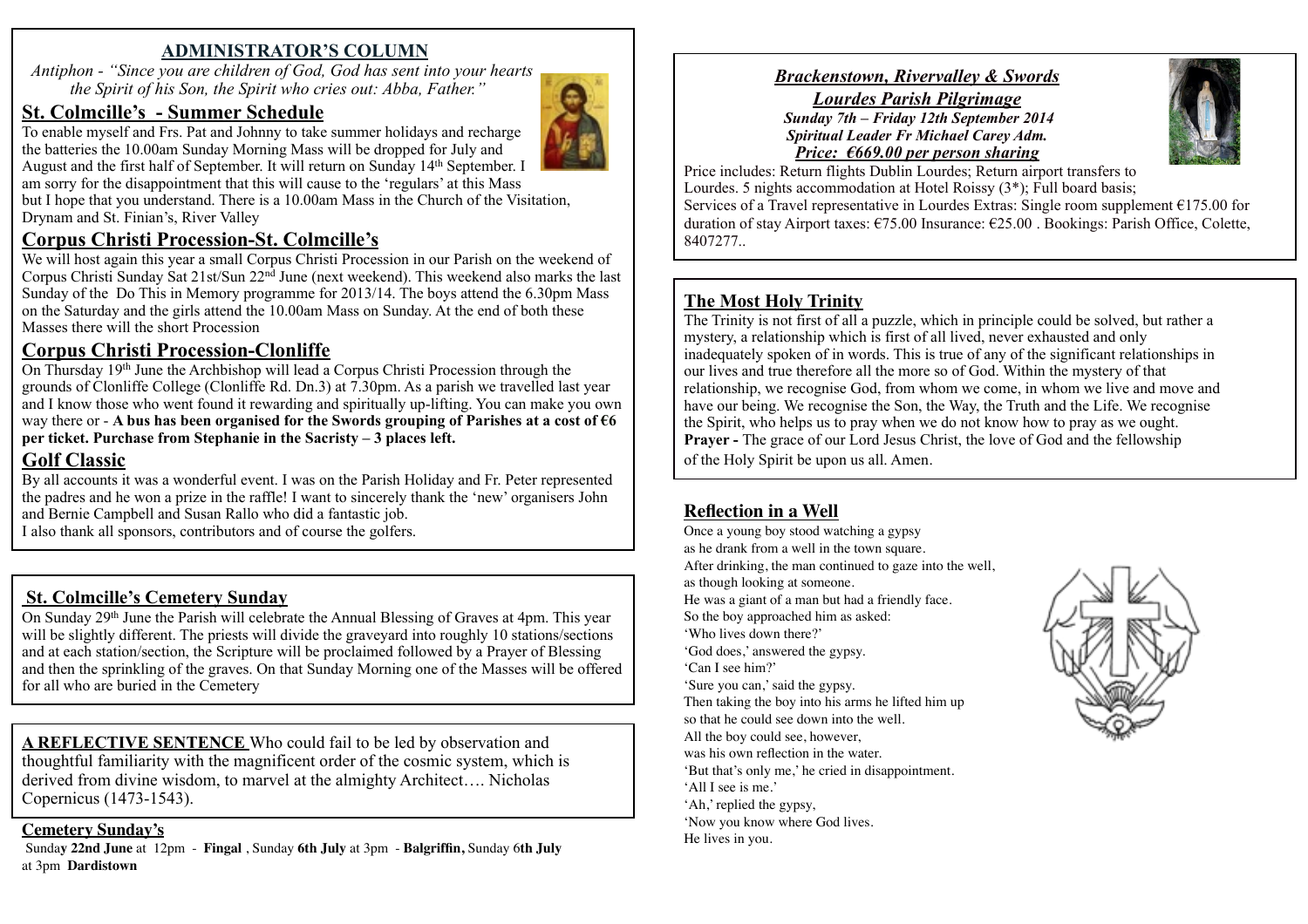## ADMINISTRATOR'S COLUMN

*Antiphon - "Since you are children of God, God has sent into your hearts the Spirit of his Son, the Spirit who cries out: Abba, Father."*

## St. Colmcille's - Summer Schedule

To enable myself and Frs. Pat and Johnny to take summer holidays and recharge the batteries the 10.00am Sunday Morning Mass will be dropped for July and August and the first half of September. It will return on Sunday 14th September. I am sorry for the disappointment that this will cause to the 'regulars' at this Mass but I hope that you understand. There is a 10.00am Mass in the Church of the Visitation, Drynam and St. Finian's, River Valley

## Corpus Christi Procession-St. Colmcille's

We will host again this year a small Corpus Christi Procession in our Parish on the weekend of Corpus Christi Sunday Sat 21st/Sun 22nd June (next weekend). This weekend also marks the last Sunday of the Do This in Memory programme for 2013/14. The boys attend the 6.30pm Mass on the Saturday and the girls attend the 10.00am Mass on Sunday. At the end of both these Masses there will the short Procession

## Corpus Christi Procession-Clonliffe

On Thursday 19th June the Archbishop will lead a Corpus Christi Procession through the grounds of Clonliffe College (Clonliffe Rd. Dn.3) at 7.30pm. As a parish we travelled last year and I know those who went found it rewarding and spiritually up-lifting. You can make you own way there or - **A bus has been organised for the Swords grouping of Parishes at a cost of €6 per ticket. Purchase from Stephanie in the Sacristy – 3 places left.**

## Golf Classic

By all accounts it was a wonderful event. I was on the Parish Holiday and Fr. Peter represented the padres and he won a prize in the raffle! I want to sincerely thank the 'new' organisers John and Bernie Campbell and Susan Rallo who did a fantastic job.
I also thank all sponsors, contributors and of course the golfers.

## St. Colmcille's Cemetery Sunday

On Sunday 29th June the Parish will celebrate the Annual Blessing of Graves at 4pm. This year will be slightly different. The priests will divide the graveyard into roughly 10 stations/sections and at each station/section, the Scripture will be proclaimed followed by a Prayer of Blessing and then the sprinkling of the graves. On that Sunday Morning one of the Masses will be offered for all who are buried in the Cemetery

**A REFLECTIVE SENTENCE** Who could fail to be led by observation and thoughtful familiarity with the magnificent order of the cosmic system, which is derived from divine wisdom, to marvel at the almighty Architect…. Nicholas Copernicus (1473-1543).

## Cemetery Sunday's

Sunday **22nd June** at 12pm - **Fingal** , Sunday **6th July** at 3pm - **Balgriffin,** Sunday 6**th July** at 3pm **Dardistown**

## *Brackenstown, Rivervalley & Swords Lourdes Parish Pilgrimage*

***Sunday 7th – Friday 12th September 2014***
***Spiritual Leader Fr Michael Carey Adm.***
***Price: €669.00 per person sharing***

Price includes: Return flights Dublin Lourdes; Return airport transfers to Lourdes. 5 nights accommodation at Hotel Roissy (3*); Full board basis; Services of a Travel representative in Lourdes Extras: Single room supplement €175.00 for duration of stay Airport taxes: €75.00 Insurance: €25.00 . Bookings: Parish Office, Colette, 8407277..

## The Most Holy Trinity

The Trinity is not first of all a puzzle, which in principle could be solved, but rather a mystery, a relationship which is first of all lived, never exhausted and only inadequately spoken of in words. This is true of any of the significant relationships in our lives and true therefore all the more so of God. Within the mystery of that relationship, we recognise God, from whom we come, in whom we live and move and have our being. We recognise the Son, the Way, the Truth and the Life. We recognise the Spirit, who helps us to pray when we do not know how to pray as we ought.
**Prayer -** The grace of our Lord Jesus Christ, the love of God and the fellowship of the Holy Spirit be upon us all. Amen.

## Reflection in a Well

Once a young boy stood watching a gypsy
as he drank from a well in the town square.
After drinking, the man continued to gaze into the well,
as though looking at someone.
He was a giant of a man but had a friendly face.
So the boy approached him as asked:
'Who lives down there?'
'God does,' answered the gypsy.
'Can I see him?'
'Sure you can,' said the gypsy.
Then taking the boy into his arms he lifted him up
so that he could see down into the well.
All the boy could see, however,
was his own reflection in the water.
'But that's only me,' he cried in disappointment.
'All I see is me.'
'Ah,' replied the gypsy,
'Now you know where God lives.
He lives in you.